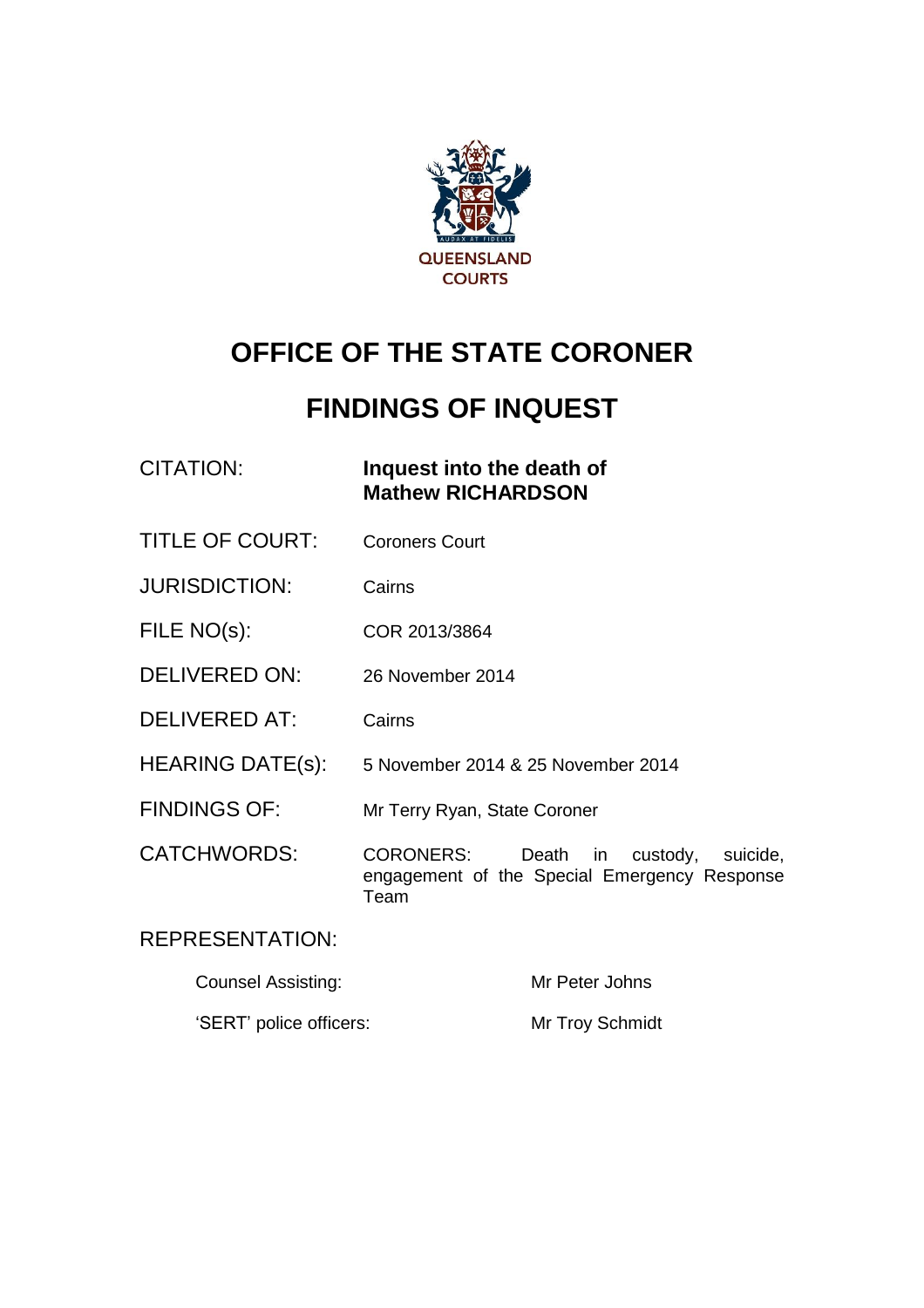QUEENSLAND COURTS

# OFFICE OF THE STATE CORONER

# FINDINGS OF INQUEST

| | |
|---|---|
| CITATION: | **Inquest into the death of Mathew RICHARDSON** |
| TITLE OF COURT: | Coroners Court |
| JURISDICTION: | Cairns |
| FILE NO(s): | COR 2013/3864 |
| DELIVERED ON: | 26 November 2014 |
| DELIVERED AT: | Cairns |
| HEARING DATE(s): | 5 November 2014 & 25 November 2014 |
| FINDINGS OF: | Mr Terry Ryan, State Coroner |
| CATCHWORDS: | CORONERS: Death in custody, suicide, engagement of the Special Emergency Response Team |

REPRESENTATION:

| | |
|---|---|
| Counsel Assisting: | Mr Peter Johns |
| 'SERT' police officers: | Mr Troy Schmidt |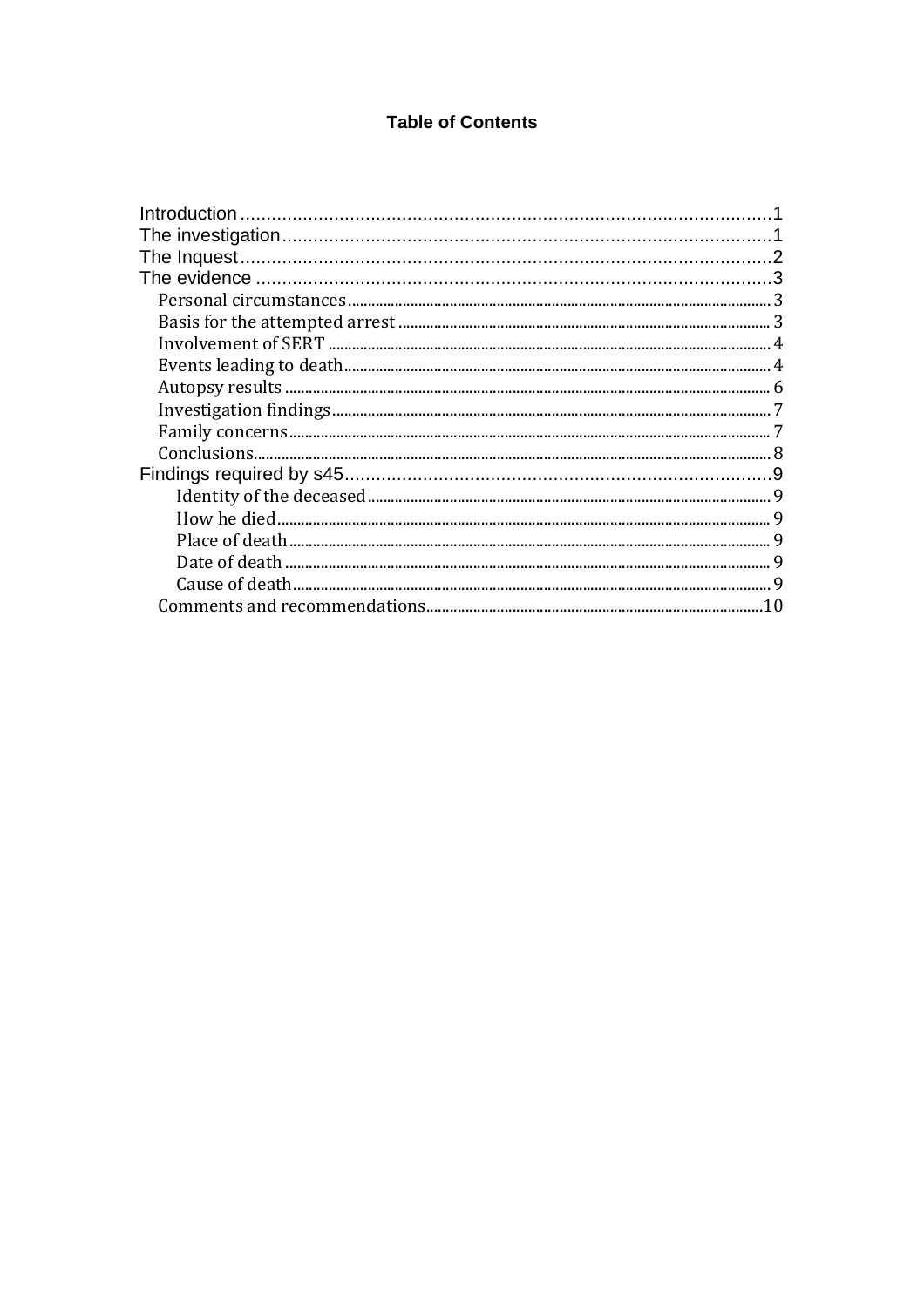# Table of Contents

- Introduction ... 1
- The investigation ... 1
- The Inquest ... 2
- The evidence ... 3
  - Personal circumstances ... 3
  - Basis for the attempted arrest ... 3
  - Involvement of SERT ... 4
  - Events leading to death ... 4
  - Autopsy results ... 6
  - Investigation findings ... 7
  - Family concerns ... 7
  - Conclusions ... 8
- Findings required by s45 ... 9
    - Identity of the deceased ... 9
    - How he died ... 9
    - Place of death ... 9
    - Date of death ... 9
    - Cause of death ... 9
  - Comments and recommendations ... 10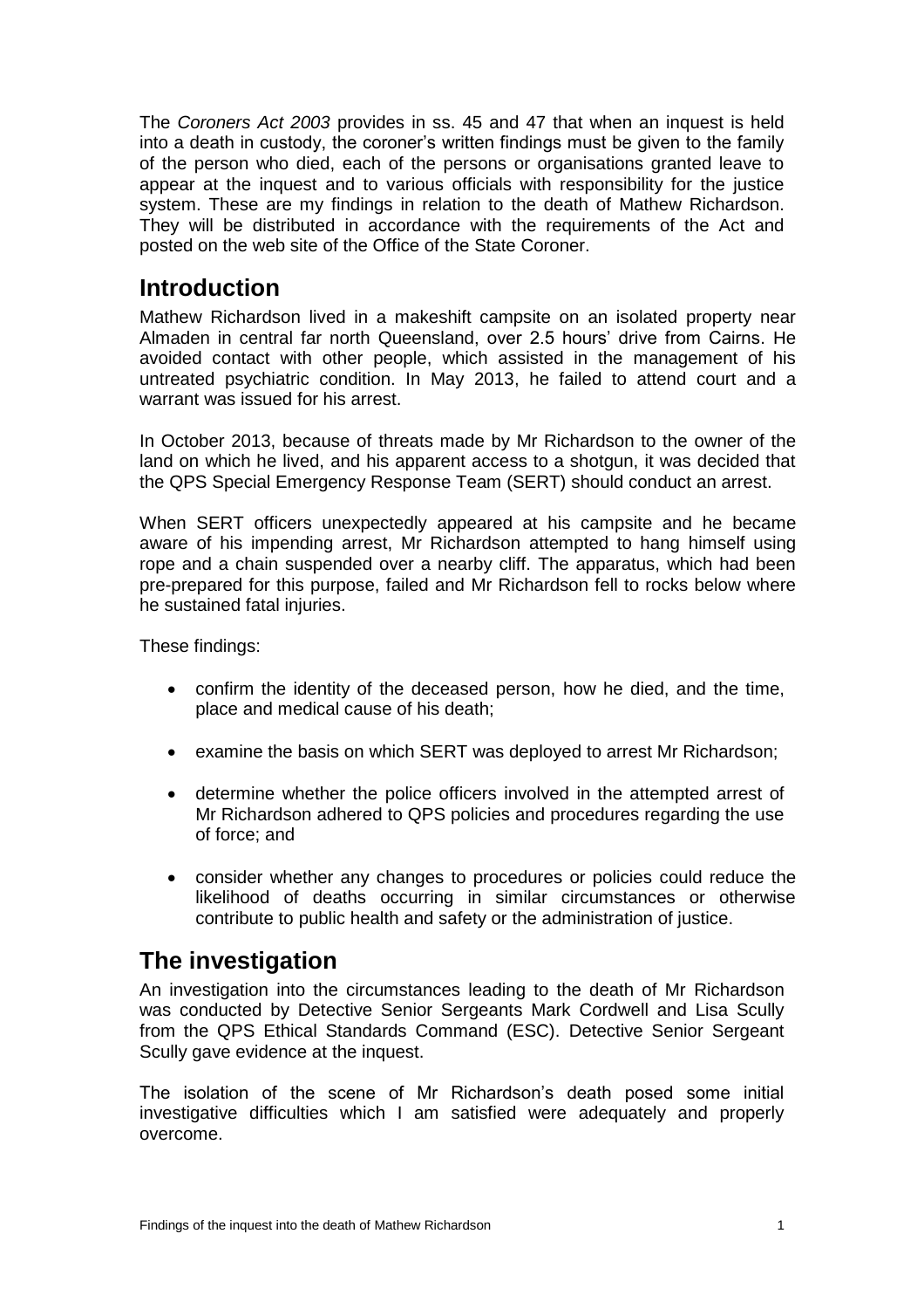The *Coroners Act 2003* provides in ss. 45 and 47 that when an inquest is held into a death in custody, the coroner's written findings must be given to the family of the person who died, each of the persons or organisations granted leave to appear at the inquest and to various officials with responsibility for the justice system. These are my findings in relation to the death of Mathew Richardson. They will be distributed in accordance with the requirements of the Act and posted on the web site of the Office of the State Coroner.

## Introduction

Mathew Richardson lived in a makeshift campsite on an isolated property near Almaden in central far north Queensland, over 2.5 hours' drive from Cairns. He avoided contact with other people, which assisted in the management of his untreated psychiatric condition. In May 2013, he failed to attend court and a warrant was issued for his arrest.

In October 2013, because of threats made by Mr Richardson to the owner of the land on which he lived, and his apparent access to a shotgun, it was decided that the QPS Special Emergency Response Team (SERT) should conduct an arrest.

When SERT officers unexpectedly appeared at his campsite and he became aware of his impending arrest, Mr Richardson attempted to hang himself using rope and a chain suspended over a nearby cliff. The apparatus, which had been pre-prepared for this purpose, failed and Mr Richardson fell to rocks below where he sustained fatal injuries.

These findings:

- confirm the identity of the deceased person, how he died, and the time, place and medical cause of his death;
- examine the basis on which SERT was deployed to arrest Mr Richardson;
- determine whether the police officers involved in the attempted arrest of Mr Richardson adhered to QPS policies and procedures regarding the use of force; and
- consider whether any changes to procedures or policies could reduce the likelihood of deaths occurring in similar circumstances or otherwise contribute to public health and safety or the administration of justice.

## The investigation

An investigation into the circumstances leading to the death of Mr Richardson was conducted by Detective Senior Sergeants Mark Cordwell and Lisa Scully from the QPS Ethical Standards Command (ESC). Detective Senior Sergeant Scully gave evidence at the inquest.

The isolation of the scene of Mr Richardson's death posed some initial investigative difficulties which I am satisfied were adequately and properly overcome.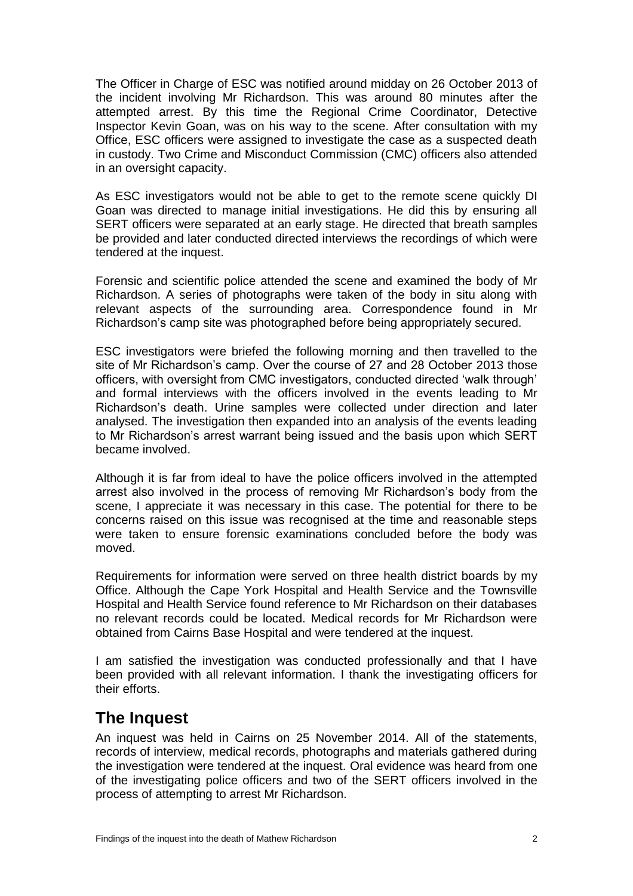The Officer in Charge of ESC was notified around midday on 26 October 2013 of the incident involving Mr Richardson. This was around 80 minutes after the attempted arrest. By this time the Regional Crime Coordinator, Detective Inspector Kevin Goan, was on his way to the scene. After consultation with my Office, ESC officers were assigned to investigate the case as a suspected death in custody. Two Crime and Misconduct Commission (CMC) officers also attended in an oversight capacity.

As ESC investigators would not be able to get to the remote scene quickly DI Goan was directed to manage initial investigations. He did this by ensuring all SERT officers were separated at an early stage. He directed that breath samples be provided and later conducted directed interviews the recordings of which were tendered at the inquest.

Forensic and scientific police attended the scene and examined the body of Mr Richardson. A series of photographs were taken of the body in situ along with relevant aspects of the surrounding area. Correspondence found in Mr Richardson's camp site was photographed before being appropriately secured.

ESC investigators were briefed the following morning and then travelled to the site of Mr Richardson's camp. Over the course of 27 and 28 October 2013 those officers, with oversight from CMC investigators, conducted directed 'walk through' and formal interviews with the officers involved in the events leading to Mr Richardson's death. Urine samples were collected under direction and later analysed. The investigation then expanded into an analysis of the events leading to Mr Richardson's arrest warrant being issued and the basis upon which SERT became involved.

Although it is far from ideal to have the police officers involved in the attempted arrest also involved in the process of removing Mr Richardson's body from the scene, I appreciate it was necessary in this case. The potential for there to be concerns raised on this issue was recognised at the time and reasonable steps were taken to ensure forensic examinations concluded before the body was moved.

Requirements for information were served on three health district boards by my Office. Although the Cape York Hospital and Health Service and the Townsville Hospital and Health Service found reference to Mr Richardson on their databases no relevant records could be located. Medical records for Mr Richardson were obtained from Cairns Base Hospital and were tendered at the inquest.

I am satisfied the investigation was conducted professionally and that I have been provided with all relevant information. I thank the investigating officers for their efforts.

## The Inquest

An inquest was held in Cairns on 25 November 2014. All of the statements, records of interview, medical records, photographs and materials gathered during the investigation were tendered at the inquest. Oral evidence was heard from one of the investigating police officers and two of the SERT officers involved in the process of attempting to arrest Mr Richardson.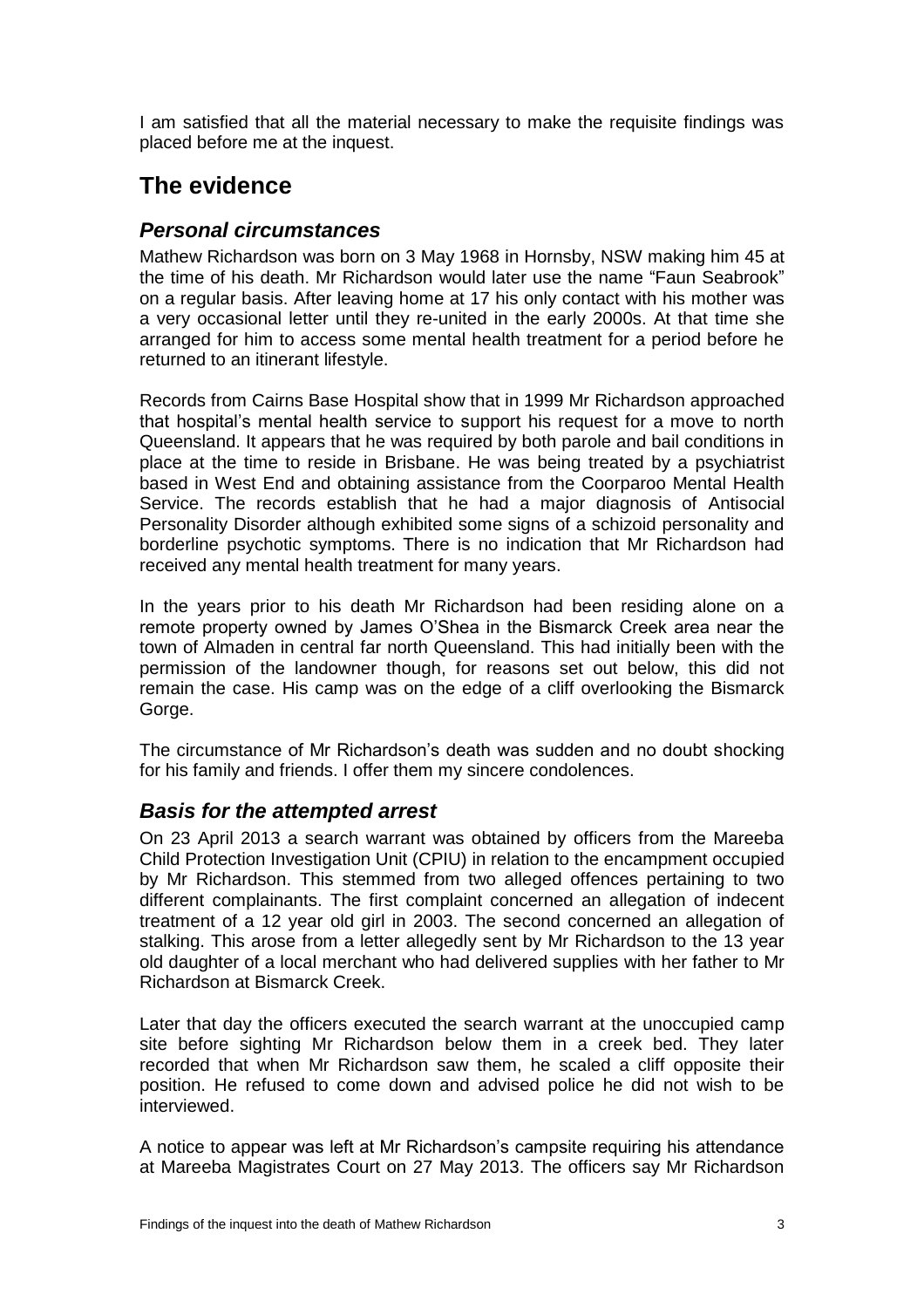I am satisfied that all the material necessary to make the requisite findings was placed before me at the inquest.

## The evidence

### *Personal circumstances*

Mathew Richardson was born on 3 May 1968 in Hornsby, NSW making him 45 at the time of his death. Mr Richardson would later use the name "Faun Seabrook" on a regular basis. After leaving home at 17 his only contact with his mother was a very occasional letter until they re-united in the early 2000s. At that time she arranged for him to access some mental health treatment for a period before he returned to an itinerant lifestyle.

Records from Cairns Base Hospital show that in 1999 Mr Richardson approached that hospital's mental health service to support his request for a move to north Queensland. It appears that he was required by both parole and bail conditions in place at the time to reside in Brisbane. He was being treated by a psychiatrist based in West End and obtaining assistance from the Coorparoo Mental Health Service. The records establish that he had a major diagnosis of Antisocial Personality Disorder although exhibited some signs of a schizoid personality and borderline psychotic symptoms. There is no indication that Mr Richardson had received any mental health treatment for many years.

In the years prior to his death Mr Richardson had been residing alone on a remote property owned by James O'Shea in the Bismarck Creek area near the town of Almaden in central far north Queensland. This had initially been with the permission of the landowner though, for reasons set out below, this did not remain the case. His camp was on the edge of a cliff overlooking the Bismarck Gorge.

The circumstance of Mr Richardson's death was sudden and no doubt shocking for his family and friends. I offer them my sincere condolences.

### *Basis for the attempted arrest*

On 23 April 2013 a search warrant was obtained by officers from the Mareeba Child Protection Investigation Unit (CPIU) in relation to the encampment occupied by Mr Richardson. This stemmed from two alleged offences pertaining to two different complainants. The first complaint concerned an allegation of indecent treatment of a 12 year old girl in 2003. The second concerned an allegation of stalking. This arose from a letter allegedly sent by Mr Richardson to the 13 year old daughter of a local merchant who had delivered supplies with her father to Mr Richardson at Bismarck Creek.

Later that day the officers executed the search warrant at the unoccupied camp site before sighting Mr Richardson below them in a creek bed. They later recorded that when Mr Richardson saw them, he scaled a cliff opposite their position. He refused to come down and advised police he did not wish to be interviewed.

A notice to appear was left at Mr Richardson's campsite requiring his attendance at Mareeba Magistrates Court on 27 May 2013. The officers say Mr Richardson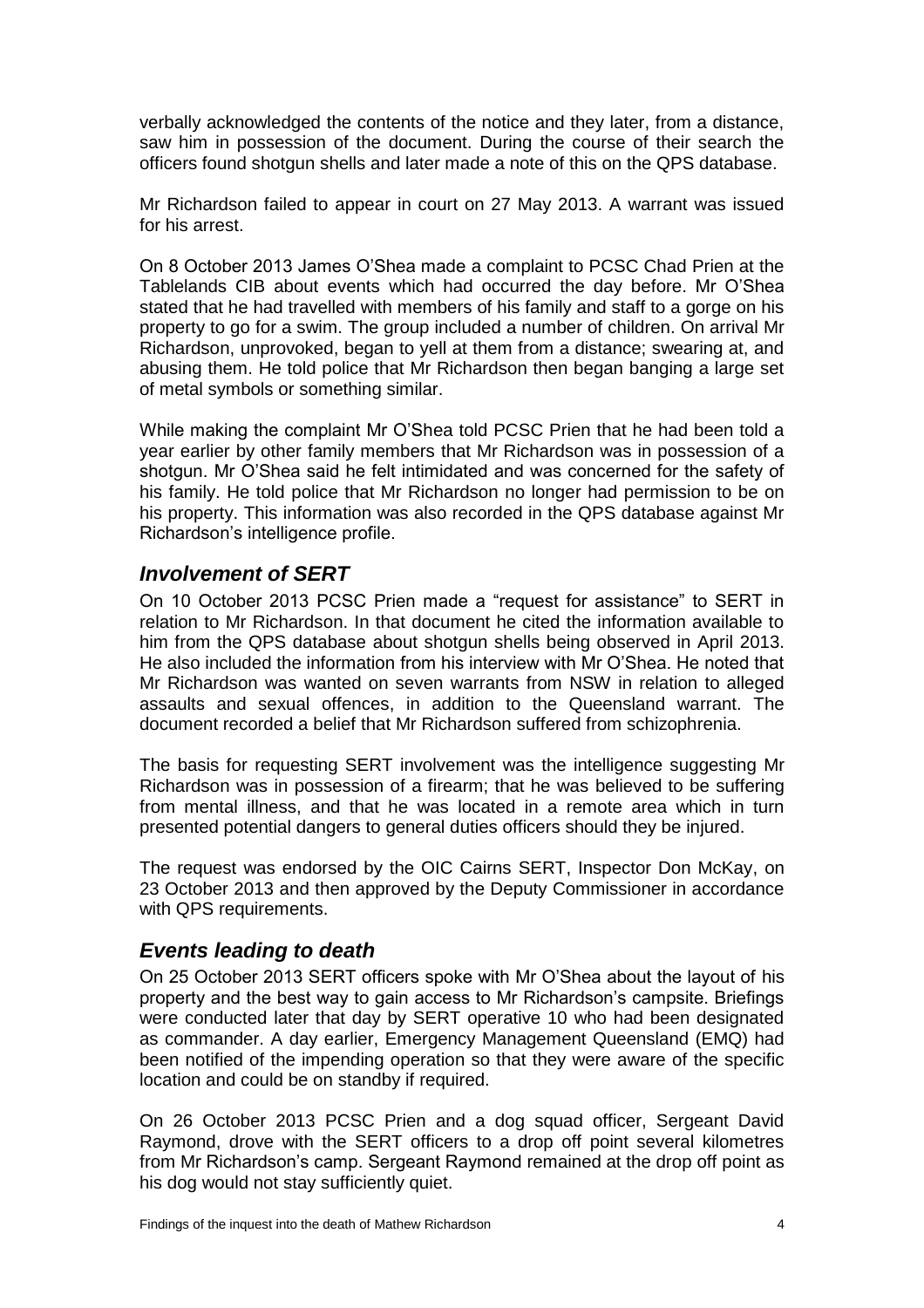verbally acknowledged the contents of the notice and they later, from a distance, saw him in possession of the document. During the course of their search the officers found shotgun shells and later made a note of this on the QPS database.

Mr Richardson failed to appear in court on 27 May 2013. A warrant was issued for his arrest.

On 8 October 2013 James O'Shea made a complaint to PCSC Chad Prien at the Tablelands CIB about events which had occurred the day before. Mr O'Shea stated that he had travelled with members of his family and staff to a gorge on his property to go for a swim. The group included a number of children. On arrival Mr Richardson, unprovoked, began to yell at them from a distance; swearing at, and abusing them. He told police that Mr Richardson then began banging a large set of metal symbols or something similar.

While making the complaint Mr O'Shea told PCSC Prien that he had been told a year earlier by other family members that Mr Richardson was in possession of a shotgun. Mr O'Shea said he felt intimidated and was concerned for the safety of his family. He told police that Mr Richardson no longer had permission to be on his property. This information was also recorded in the QPS database against Mr Richardson's intelligence profile.

## *Involvement of SERT*

On 10 October 2013 PCSC Prien made a "request for assistance" to SERT in relation to Mr Richardson. In that document he cited the information available to him from the QPS database about shotgun shells being observed in April 2013. He also included the information from his interview with Mr O'Shea. He noted that Mr Richardson was wanted on seven warrants from NSW in relation to alleged assaults and sexual offences, in addition to the Queensland warrant. The document recorded a belief that Mr Richardson suffered from schizophrenia.

The basis for requesting SERT involvement was the intelligence suggesting Mr Richardson was in possession of a firearm; that he was believed to be suffering from mental illness, and that he was located in a remote area which in turn presented potential dangers to general duties officers should they be injured.

The request was endorsed by the OIC Cairns SERT, Inspector Don McKay, on 23 October 2013 and then approved by the Deputy Commissioner in accordance with QPS requirements.

## *Events leading to death*

On 25 October 2013 SERT officers spoke with Mr O'Shea about the layout of his property and the best way to gain access to Mr Richardson's campsite. Briefings were conducted later that day by SERT operative 10 who had been designated as commander. A day earlier, Emergency Management Queensland (EMQ) had been notified of the impending operation so that they were aware of the specific location and could be on standby if required.

On 26 October 2013 PCSC Prien and a dog squad officer, Sergeant David Raymond, drove with the SERT officers to a drop off point several kilometres from Mr Richardson's camp. Sergeant Raymond remained at the drop off point as his dog would not stay sufficiently quiet.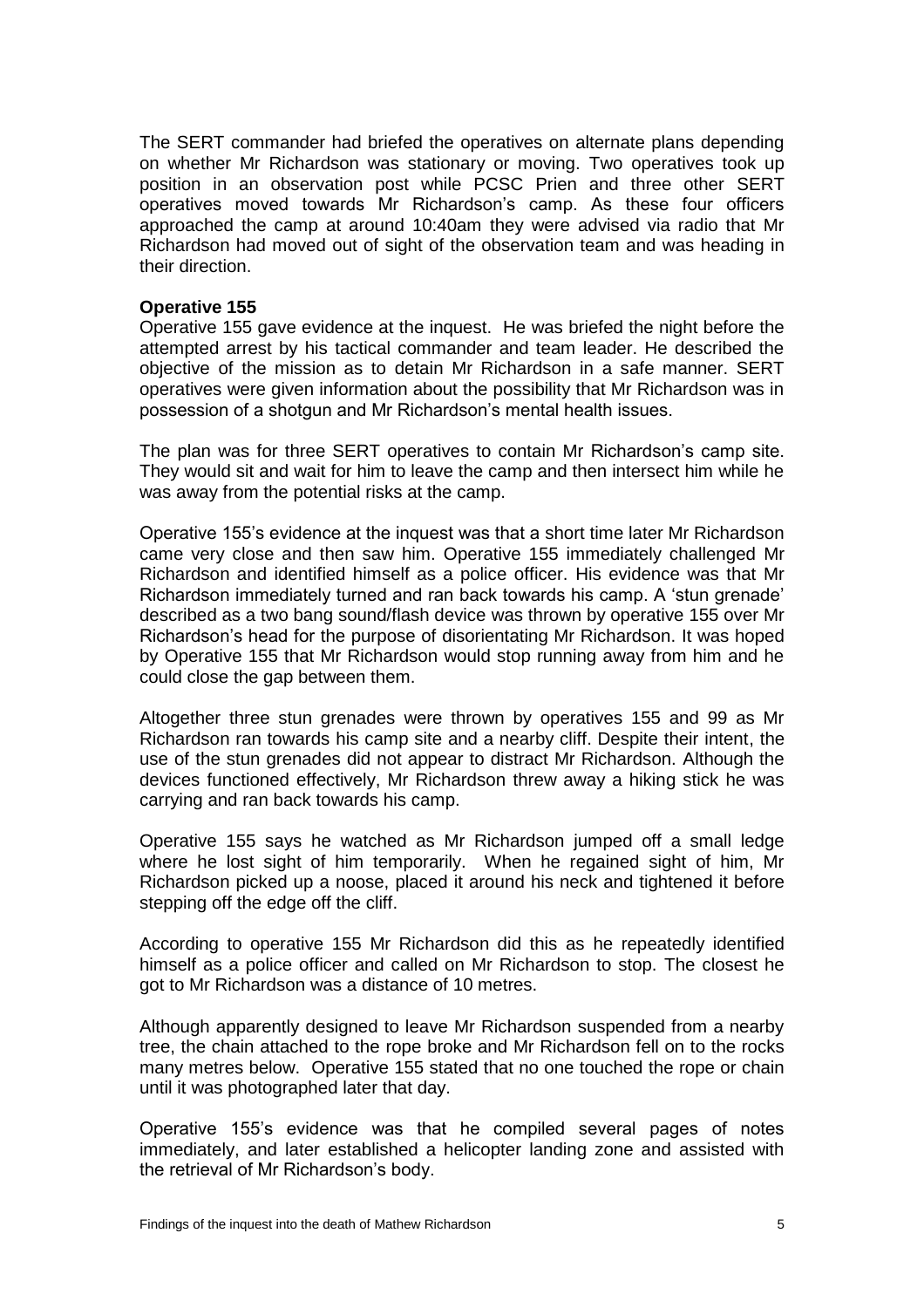The SERT commander had briefed the operatives on alternate plans depending on whether Mr Richardson was stationary or moving. Two operatives took up position in an observation post while PCSC Prien and three other SERT operatives moved towards Mr Richardson's camp. As these four officers approached the camp at around 10:40am they were advised via radio that Mr Richardson had moved out of sight of the observation team and was heading in their direction.

**Operative 155**

Operative 155 gave evidence at the inquest. He was briefed the night before the attempted arrest by his tactical commander and team leader. He described the objective of the mission as to detain Mr Richardson in a safe manner. SERT operatives were given information about the possibility that Mr Richardson was in possession of a shotgun and Mr Richardson's mental health issues.

The plan was for three SERT operatives to contain Mr Richardson's camp site. They would sit and wait for him to leave the camp and then intersect him while he was away from the potential risks at the camp.

Operative 155's evidence at the inquest was that a short time later Mr Richardson came very close and then saw him. Operative 155 immediately challenged Mr Richardson and identified himself as a police officer. His evidence was that Mr Richardson immediately turned and ran back towards his camp. A 'stun grenade' described as a two bang sound/flash device was thrown by operative 155 over Mr Richardson's head for the purpose of disorientating Mr Richardson. It was hoped by Operative 155 that Mr Richardson would stop running away from him and he could close the gap between them.

Altogether three stun grenades were thrown by operatives 155 and 99 as Mr Richardson ran towards his camp site and a nearby cliff. Despite their intent, the use of the stun grenades did not appear to distract Mr Richardson. Although the devices functioned effectively, Mr Richardson threw away a hiking stick he was carrying and ran back towards his camp.

Operative 155 says he watched as Mr Richardson jumped off a small ledge where he lost sight of him temporarily. When he regained sight of him, Mr Richardson picked up a noose, placed it around his neck and tightened it before stepping off the edge off the cliff.

According to operative 155 Mr Richardson did this as he repeatedly identified himself as a police officer and called on Mr Richardson to stop. The closest he got to Mr Richardson was a distance of 10 metres.

Although apparently designed to leave Mr Richardson suspended from a nearby tree, the chain attached to the rope broke and Mr Richardson fell on to the rocks many metres below. Operative 155 stated that no one touched the rope or chain until it was photographed later that day.

Operative 155's evidence was that he compiled several pages of notes immediately, and later established a helicopter landing zone and assisted with the retrieval of Mr Richardson's body.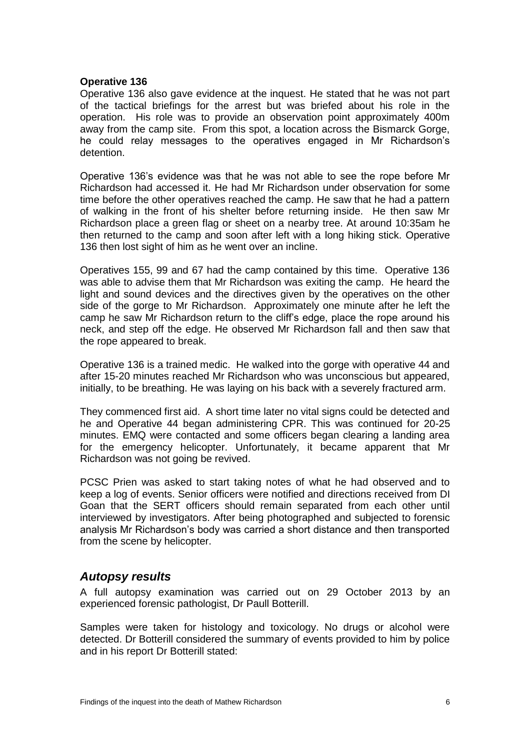**Operative 136**

Operative 136 also gave evidence at the inquest. He stated that he was not part of the tactical briefings for the arrest but was briefed about his role in the operation. His role was to provide an observation point approximately 400m away from the camp site. From this spot, a location across the Bismarck Gorge, he could relay messages to the operatives engaged in Mr Richardson's detention.

Operative 136's evidence was that he was not able to see the rope before Mr Richardson had accessed it. He had Mr Richardson under observation for some time before the other operatives reached the camp. He saw that he had a pattern of walking in the front of his shelter before returning inside. He then saw Mr Richardson place a green flag or sheet on a nearby tree. At around 10:35am he then returned to the camp and soon after left with a long hiking stick. Operative 136 then lost sight of him as he went over an incline.

Operatives 155, 99 and 67 had the camp contained by this time. Operative 136 was able to advise them that Mr Richardson was exiting the camp. He heard the light and sound devices and the directives given by the operatives on the other side of the gorge to Mr Richardson. Approximately one minute after he left the camp he saw Mr Richardson return to the cliff's edge, place the rope around his neck, and step off the edge. He observed Mr Richardson fall and then saw that the rope appeared to break.

Operative 136 is a trained medic. He walked into the gorge with operative 44 and after 15-20 minutes reached Mr Richardson who was unconscious but appeared, initially, to be breathing. He was laying on his back with a severely fractured arm.

They commenced first aid. A short time later no vital signs could be detected and he and Operative 44 began administering CPR. This was continued for 20-25 minutes. EMQ were contacted and some officers began clearing a landing area for the emergency helicopter. Unfortunately, it became apparent that Mr Richardson was not going be revived.

PCSC Prien was asked to start taking notes of what he had observed and to keep a log of events. Senior officers were notified and directions received from DI Goan that the SERT officers should remain separated from each other until interviewed by investigators. After being photographed and subjected to forensic analysis Mr Richardson's body was carried a short distance and then transported from the scene by helicopter.

## *Autopsy results*

A full autopsy examination was carried out on 29 October 2013 by an experienced forensic pathologist, Dr Paull Botterill.

Samples were taken for histology and toxicology. No drugs or alcohol were detected. Dr Botterill considered the summary of events provided to him by police and in his report Dr Botterill stated: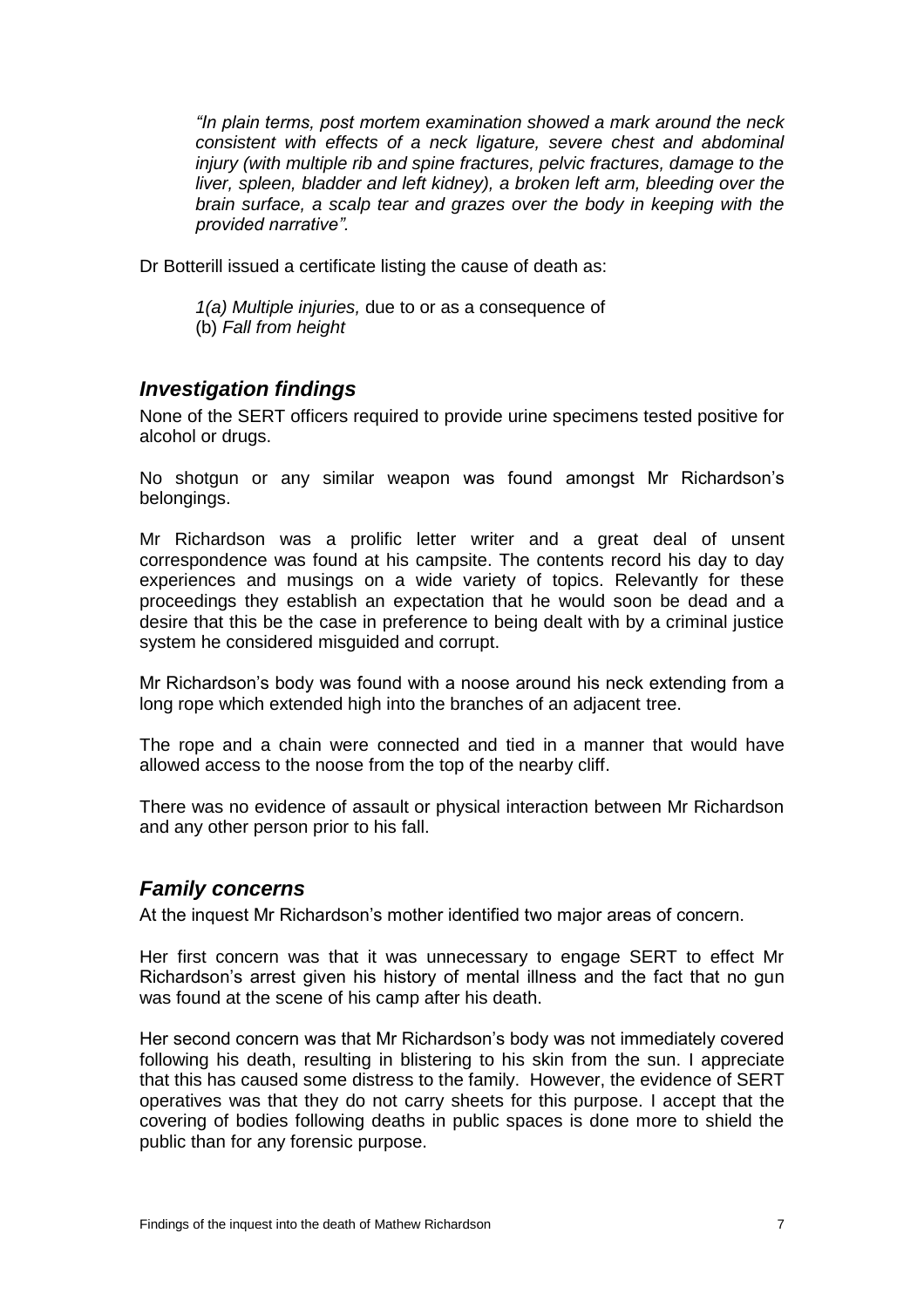> *"In plain terms, post mortem examination showed a mark around the neck consistent with effects of a neck ligature, severe chest and abdominal injury (with multiple rib and spine fractures, pelvic fractures, damage to the liver, spleen, bladder and left kidney), a broken left arm, bleeding over the brain surface, a scalp tear and grazes over the body in keeping with the provided narrative".*

Dr Botterill issued a certificate listing the cause of death as:

> *1(a) Multiple injuries,* due to or as a consequence of
> (b) *Fall from height*

### *Investigation findings*

None of the SERT officers required to provide urine specimens tested positive for alcohol or drugs.

No shotgun or any similar weapon was found amongst Mr Richardson's belongings.

Mr Richardson was a prolific letter writer and a great deal of unsent correspondence was found at his campsite. The contents record his day to day experiences and musings on a wide variety of topics. Relevantly for these proceedings they establish an expectation that he would soon be dead and a desire that this be the case in preference to being dealt with by a criminal justice system he considered misguided and corrupt.

Mr Richardson's body was found with a noose around his neck extending from a long rope which extended high into the branches of an adjacent tree.

The rope and a chain were connected and tied in a manner that would have allowed access to the noose from the top of the nearby cliff.

There was no evidence of assault or physical interaction between Mr Richardson and any other person prior to his fall.

### *Family concerns*

At the inquest Mr Richardson's mother identified two major areas of concern.

Her first concern was that it was unnecessary to engage SERT to effect Mr Richardson's arrest given his history of mental illness and the fact that no gun was found at the scene of his camp after his death.

Her second concern was that Mr Richardson's body was not immediately covered following his death, resulting in blistering to his skin from the sun. I appreciate that this has caused some distress to the family. However, the evidence of SERT operatives was that they do not carry sheets for this purpose. I accept that the covering of bodies following deaths in public spaces is done more to shield the public than for any forensic purpose.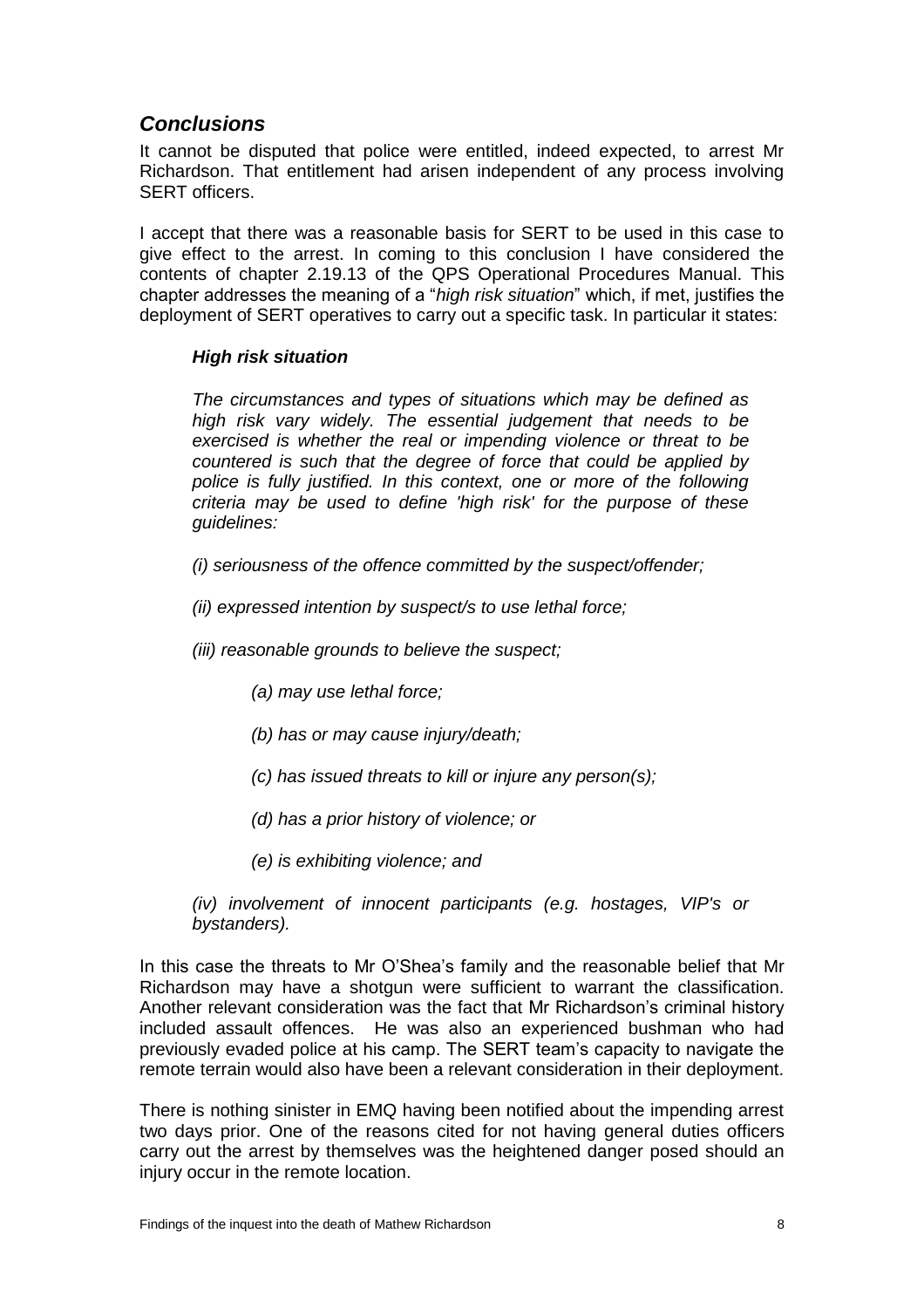## *Conclusions*

It cannot be disputed that police were entitled, indeed expected, to arrest Mr Richardson. That entitlement had arisen independent of any process involving SERT officers.

I accept that there was a reasonable basis for SERT to be used in this case to give effect to the arrest. In coming to this conclusion I have considered the contents of chapter 2.19.13 of the QPS Operational Procedures Manual. This chapter addresses the meaning of a "*high risk situation*" which, if met, justifies the deployment of SERT operatives to carry out a specific task. In particular it states:

> ***High risk situation***
>
> *The circumstances and types of situations which may be defined as high risk vary widely. The essential judgement that needs to be exercised is whether the real or impending violence or threat to be countered is such that the degree of force that could be applied by police is fully justified. In this context, one or more of the following criteria may be used to define 'high risk' for the purpose of these guidelines:*
>
> *(i) seriousness of the offence committed by the suspect/offender;*
>
> *(ii) expressed intention by suspect/s to use lethal force;*
>
> *(iii) reasonable grounds to believe the suspect;*
>
> > *(a) may use lethal force;*
> >
> > *(b) has or may cause injury/death;*
> >
> > *(c) has issued threats to kill or injure any person(s);*
> >
> > *(d) has a prior history of violence; or*
> >
> > *(e) is exhibiting violence; and*
>
> *(iv) involvement of innocent participants (e.g. hostages, VIP's or bystanders).*

In this case the threats to Mr O'Shea's family and the reasonable belief that Mr Richardson may have a shotgun were sufficient to warrant the classification. Another relevant consideration was the fact that Mr Richardson's criminal history included assault offences. He was also an experienced bushman who had previously evaded police at his camp. The SERT team's capacity to navigate the remote terrain would also have been a relevant consideration in their deployment.

There is nothing sinister in EMQ having been notified about the impending arrest two days prior. One of the reasons cited for not having general duties officers carry out the arrest by themselves was the heightened danger posed should an injury occur in the remote location.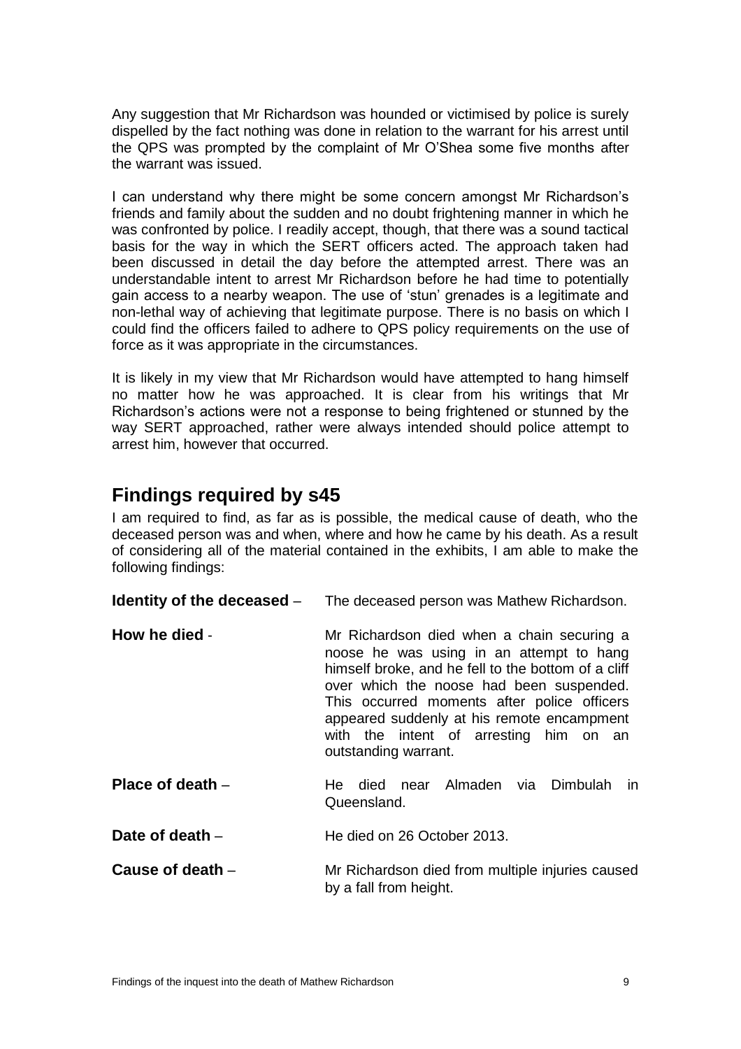Any suggestion that Mr Richardson was hounded or victimised by police is surely dispelled by the fact nothing was done in relation to the warrant for his arrest until the QPS was prompted by the complaint of Mr O'Shea some five months after the warrant was issued.

I can understand why there might be some concern amongst Mr Richardson's friends and family about the sudden and no doubt frightening manner in which he was confronted by police. I readily accept, though, that there was a sound tactical basis for the way in which the SERT officers acted. The approach taken had been discussed in detail the day before the attempted arrest. There was an understandable intent to arrest Mr Richardson before he had time to potentially gain access to a nearby weapon. The use of 'stun' grenades is a legitimate and non-lethal way of achieving that legitimate purpose. There is no basis on which I could find the officers failed to adhere to QPS policy requirements on the use of force as it was appropriate in the circumstances.

It is likely in my view that Mr Richardson would have attempted to hang himself no matter how he was approached. It is clear from his writings that Mr Richardson's actions were not a response to being frightened or stunned by the way SERT approached, rather were always intended should police attempt to arrest him, however that occurred.

## Findings required by s45

I am required to find, as far as is possible, the medical cause of death, who the deceased person was and when, where and how he came by his death. As a result of considering all of the material contained in the exhibits, I am able to make the following findings:

**Identity of the deceased** – The deceased person was Mathew Richardson.

**How he died** - Mr Richardson died when a chain securing a noose he was using in an attempt to hang himself broke, and he fell to the bottom of a cliff over which the noose had been suspended. This occurred moments after police officers appeared suddenly at his remote encampment with the intent of arresting him on an outstanding warrant.

**Place of death** – He died near Almaden via Dimbulah in Queensland.

**Date of death** – He died on 26 October 2013.

**Cause of death** – Mr Richardson died from multiple injuries caused by a fall from height.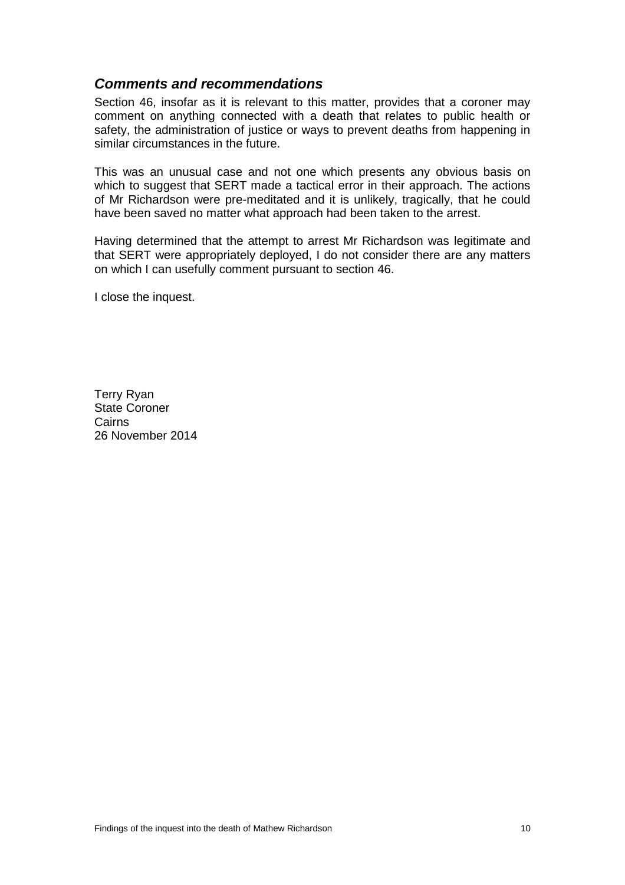## ***Comments and recommendations***

Section 46, insofar as it is relevant to this matter, provides that a coroner may comment on anything connected with a death that relates to public health or safety, the administration of justice or ways to prevent deaths from happening in similar circumstances in the future.

This was an unusual case and not one which presents any obvious basis on which to suggest that SERT made a tactical error in their approach. The actions of Mr Richardson were pre-meditated and it is unlikely, tragically, that he could have been saved no matter what approach had been taken to the arrest.

Having determined that the attempt to arrest Mr Richardson was legitimate and that SERT were appropriately deployed, I do not consider there are any matters on which I can usefully comment pursuant to section 46.

I close the inquest.

Terry Ryan
State Coroner
Cairns
26 November 2014